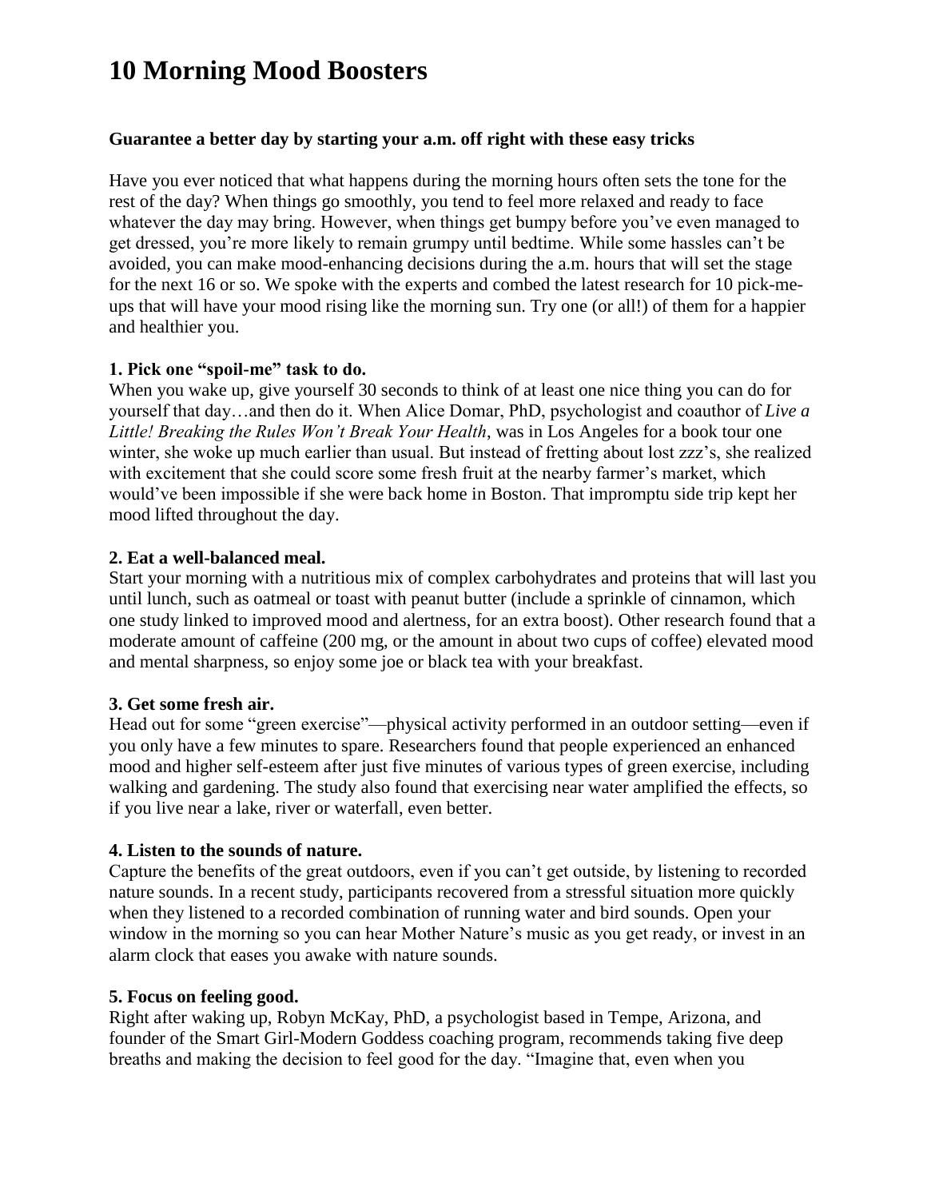# 10 Morning Mood Boosters

**Guarantee a better day by starting your a.m. off right with these easy tricks**

Have you ever noticed that what happens during the morning hours often sets the tone for the rest of the day? When things go smoothly, you tend to feel more relaxed and ready to face whatever the day may bring. However, when things get bumpy before you've even managed to get dressed, you're more likely to remain grumpy until bedtime. While some hassles can't be avoided, you can make mood-enhancing decisions during the a.m. hours that will set the stage for the next 16 or so. We spoke with the experts and combed the latest research for 10 pick-me-ups that will have your mood rising like the morning sun. Try one (or all!) of them for a happier and healthier you.

**1. Pick one "spoil-me" task to do.**
When you wake up, give yourself 30 seconds to think of at least one nice thing you can do for yourself that day…and then do it. When Alice Domar, PhD, psychologist and coauthor of *Live a Little! Breaking the Rules Won't Break Your Health*, was in Los Angeles for a book tour one winter, she woke up much earlier than usual. But instead of fretting about lost zzz's, she realized with excitement that she could score some fresh fruit at the nearby farmer's market, which would've been impossible if she were back home in Boston. That impromptu side trip kept her mood lifted throughout the day.

**2. Eat a well-balanced meal.**
Start your morning with a nutritious mix of complex carbohydrates and proteins that will last you until lunch, such as oatmeal or toast with peanut butter (include a sprinkle of cinnamon, which one study linked to improved mood and alertness, for an extra boost). Other research found that a moderate amount of caffeine (200 mg, or the amount in about two cups of coffee) elevated mood and mental sharpness, so enjoy some joe or black tea with your breakfast.

**3. Get some fresh air.**
Head out for some "green exercise"—physical activity performed in an outdoor setting—even if you only have a few minutes to spare. Researchers found that people experienced an enhanced mood and higher self-esteem after just five minutes of various types of green exercise, including walking and gardening. The study also found that exercising near water amplified the effects, so if you live near a lake, river or waterfall, even better.

**4. Listen to the sounds of nature.**
Capture the benefits of the great outdoors, even if you can't get outside, by listening to recorded nature sounds. In a recent study, participants recovered from a stressful situation more quickly when they listened to a recorded combination of running water and bird sounds. Open your window in the morning so you can hear Mother Nature's music as you get ready, or invest in an alarm clock that eases you awake with nature sounds.

**5. Focus on feeling good.**
Right after waking up, Robyn McKay, PhD, a psychologist based in Tempe, Arizona, and founder of the Smart Girl-Modern Goddess coaching program, recommends taking five deep breaths and making the decision to feel good for the day. "Imagine that, even when you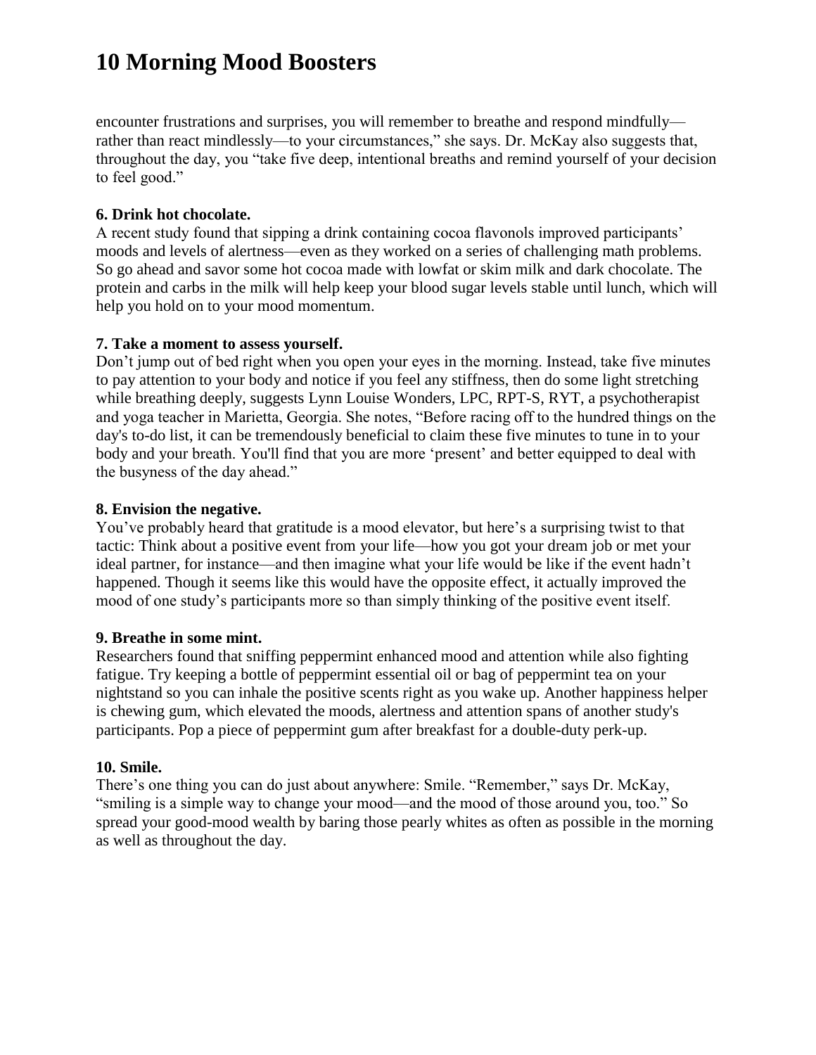encounter frustrations and surprises, you will remember to breathe and respond mindfully—rather than react mindlessly—to your circumstances," she says. Dr. McKay also suggests that, throughout the day, you "take five deep, intentional breaths and remind yourself of your decision to feel good."

**6. Drink hot chocolate.**
A recent study found that sipping a drink containing cocoa flavonols improved participants' moods and levels of alertness—even as they worked on a series of challenging math problems. So go ahead and savor some hot cocoa made with lowfat or skim milk and dark chocolate. The protein and carbs in the milk will help keep your blood sugar levels stable until lunch, which will help you hold on to your mood momentum.

**7. Take a moment to assess yourself.**
Don't jump out of bed right when you open your eyes in the morning. Instead, take five minutes to pay attention to your body and notice if you feel any stiffness, then do some light stretching while breathing deeply, suggests Lynn Louise Wonders, LPC, RPT-S, RYT, a psychotherapist and yoga teacher in Marietta, Georgia. She notes, "Before racing off to the hundred things on the day's to-do list, it can be tremendously beneficial to claim these five minutes to tune in to your body and your breath. You'll find that you are more 'present' and better equipped to deal with the busyness of the day ahead."

**8. Envision the negative.**
You've probably heard that gratitude is a mood elevator, but here's a surprising twist to that tactic: Think about a positive event from your life—how you got your dream job or met your ideal partner, for instance—and then imagine what your life would be like if the event hadn't happened. Though it seems like this would have the opposite effect, it actually improved the mood of one study's participants more so than simply thinking of the positive event itself.

**9. Breathe in some mint.**
Researchers found that sniffing peppermint enhanced mood and attention while also fighting fatigue. Try keeping a bottle of peppermint essential oil or bag of peppermint tea on your nightstand so you can inhale the positive scents right as you wake up. Another happiness helper is chewing gum, which elevated the moods, alertness and attention spans of another study's participants. Pop a piece of peppermint gum after breakfast for a double-duty perk-up.

**10. Smile.**
There's one thing you can do just about anywhere: Smile. "Remember," says Dr. McKay, "smiling is a simple way to change your mood—and the mood of those around you, too." So spread your good-mood wealth by baring those pearly whites as often as possible in the morning as well as throughout the day.